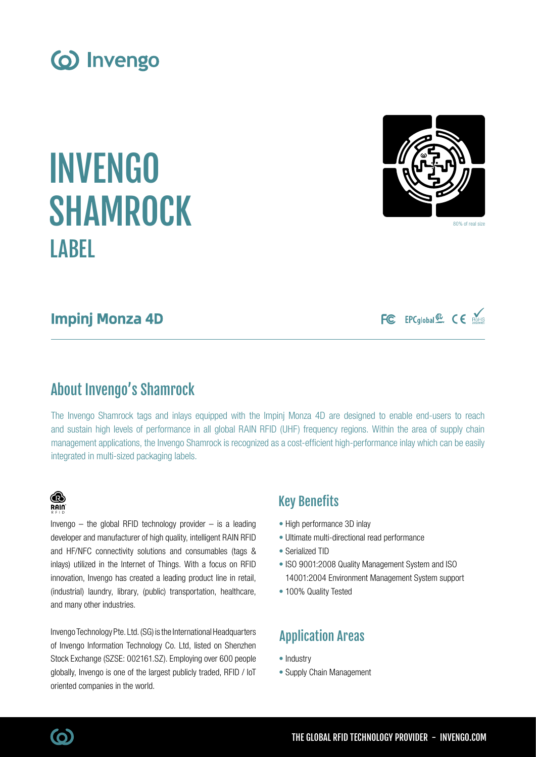# INVENGO SHAMROCK LABEL

80% of real size

## Impinj Monza 4D

## About Invengo's Shamrock

The Invengo Shamrock tags and inlays equipped with the Impinj Monza 4D are designed to enable end-users to reach and sustain high levels of performance in all global RAIN RFID (UHF) frequency regions. Within the area of supply chain management applications, the Invengo Shamrock is recognized as a cost-efficient high-performance inlay which can be easily integrated in multi-sized packaging labels.

Invengo – the global RFID technology provider – is a leading developer and manufacturer of high quality, intelligent RAIN RFID and HF/NFC connectivity solutions and consumables (tags & inlays) utilized in the Internet of Things. With a focus on RFID innovation, Invengo has created a leading product line in retail, (industrial) laundry, library, (public) transportation, healthcare, and many other industries.

Invengo Technology Pte. Ltd. (SG) is the International Headquarters of Invengo Information Technology Co. Ltd, listed on Shenzhen Stock Exchange (SZSE: 002161.SZ). Employing over 600 people globally, Invengo is one of the largest publicly traded, RFID / IoT oriented companies in the world.

## Key Benefits

- High performance 3D inlay
- Ultimate multi-directional read performance
- Serialized TID
- ISO 9001:2008 Quality Management System and ISO 14001:2004 Environment Management System support
- 100% Quality Tested

## Application Areas

- Industry
- Supply Chain Management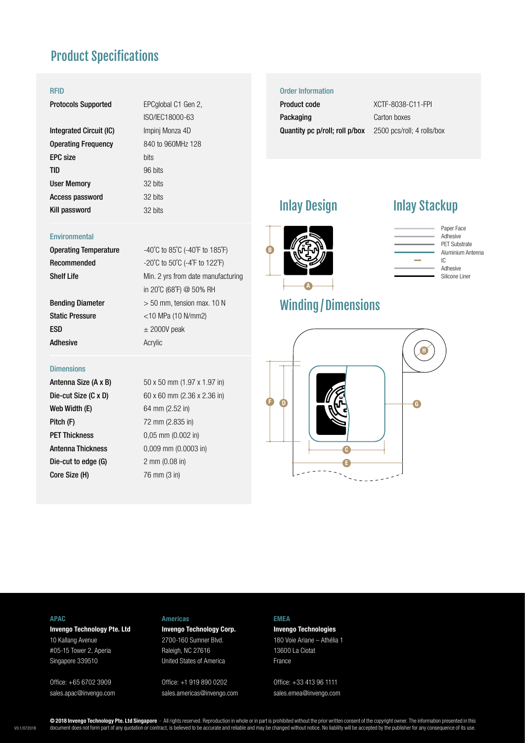# Product Specifications

### RFID

| | |
|---|---|
| **Protocols Supported** | EPCglobal C1 Gen 2, ISO/IEC18000-63 |
| **Integrated Circuit (IC)** | Impinj Monza 4D |
| **Operating Frequency** | 840 to 960MHz 128 |
| **EPC size** | bits |
| **TID** | 96 bits |
| **User Memory** | 32 bits |
| **Access password** | 32 bits |
| **Kill password** | 32 bits |

### Environmental

| | |
|---|---|
| **Operating Temperature** | -40˚C to 85˚C (-40˚F to 185˚F) |
| **Recommended** | -20˚C to 50˚C (-4˚F to 122˚F) |
| **Shelf Life** | Min. 2 yrs from date manufacturing in 20˚C (68˚F) @ 50% RH |
| **Bending Diameter** | > 50 mm, tension max. 10 N |
| **Static Pressure** | <10 MPa (10 N/mm2) |
| **ESD** | ± 2000V peak |
| **Adhesive** | Acrylic |

### Dimensions

| | |
|---|---|
| **Antenna Size (A x B)** | 50 x 50 mm (1.97 x 1.97 in) |
| **Die-cut Size (C x D)** | 60 x 60 mm (2.36 x 2.36 in) |
| **Web Width (E)** | 64 mm (2.52 in) |
| **Pitch (F)** | 72 mm (2.835 in) |
| **PET Thickness** | 0,05 mm (0.002 in) |
| **Antenna Thickness** | 0,009 mm (0.0003 in) |
| **Die-cut to edge (G)** | 2 mm (0.08 in) |
| **Core Size (H)** | 76 mm (3 in) |

### Order Information

| | |
|---|---|
| **Product code** | XCTF-8038-C11-FPI |
| **Packaging** | Carton boxes |
| **Quantity pc p/roll; roll p/box** | 2500 pcs/roll; 4 rolls/box |

## Inlay Design

B

A

## Inlay Stackup

Paper Face
Adhesive
PET Substrate
Aluminium Antenna
IC
Adhesive
Silicone Liner

## Winding / Dimensions

H

F D G

C

E

---

**APAC**
**Invengo Technology Pte. Ltd**
10 Kallang Avenue
#05-15 Tower 2, Aperia
Singapore 339510

Office: +65 6702 3909
sales.apac@invengo.com

**Americas**
**Invengo Technology Corp.**
2700-160 Sumner Blvd.
Raleigh, NC 27616
United States of America

Office: +1 919 890 0202
sales.americas@invengo.com

**EMEA**
**Invengo Technologies**
180 Voie Ariane – Athélia 1
13600 La Ciotat
France

Office: +33 413 96 1111
sales.emea@invengo.com

V0.1/072018

**© 2018 Invengo Technology Pte. Ltd Singapore** - All rights reserved. Reproduction in whole or in part is prohibited without the prior written consent of the copyright owner. The information presented in this document does not form part of any quotation or contract, is believed to be accurate and reliable and may be changed without notice. No liability will be accepted by the publisher for any consequence of its use.